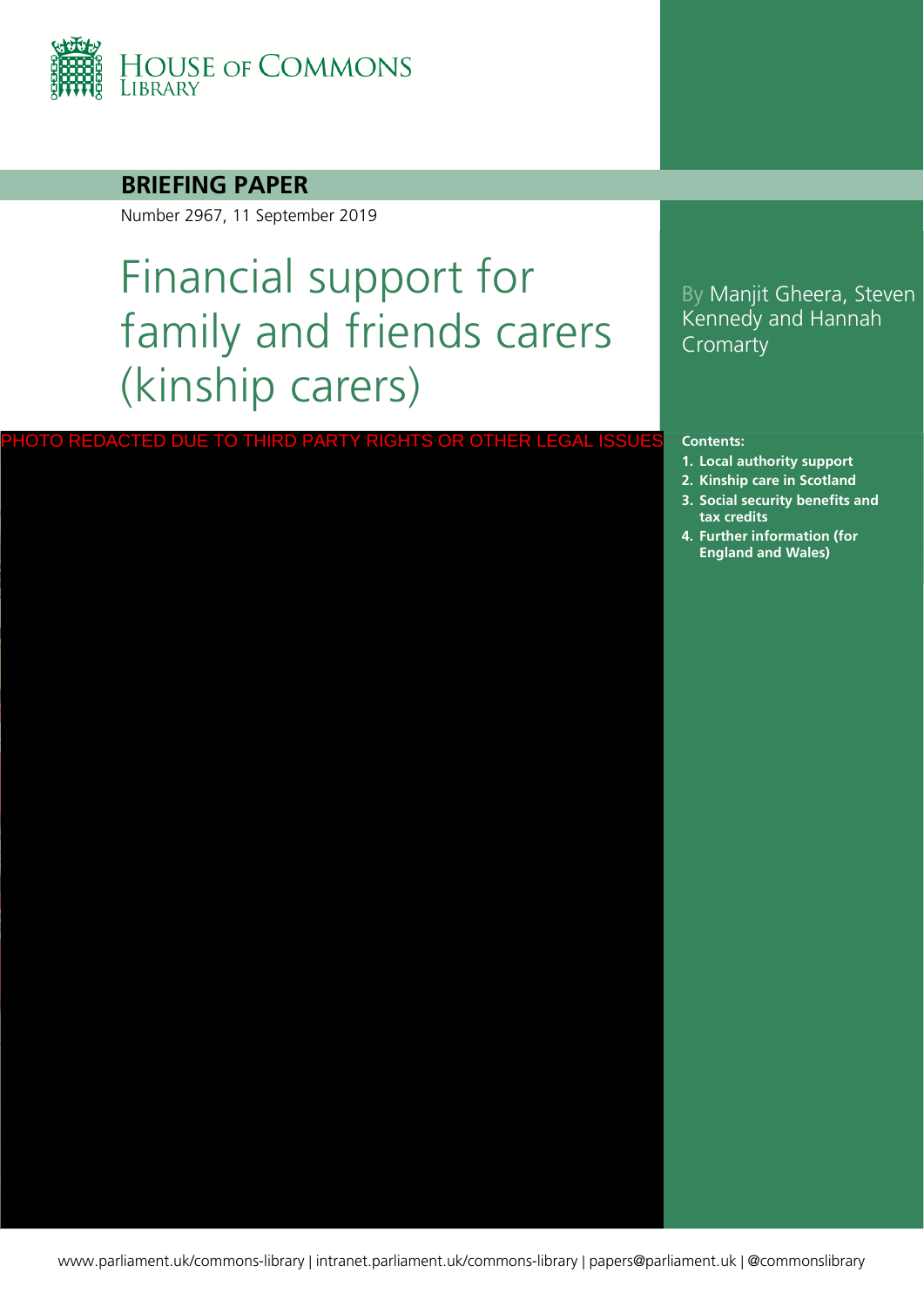HOUSE OF COMMONS LIBRARY

**BRIEFING PAPER**

Number 2967, 11 September 2019

# Financial support for family and friends carers (kinship carers)

By Manjit Gheera, Steven Kennedy and Hannah Cromarty

PHOTO REDACTED DUE TO THIRD PARTY RIGHTS OR OTHER LEGAL ISSUES

**Contents:**

1. **Local authority support**
2. **Kinship care in Scotland**
3. **Social security benefits and tax credits**
4. **Further information (for England and Wales)**

www.parliament.uk/commons-library | intranet.parliament.uk/commons-library | papers@parliament.uk | @commonslibrary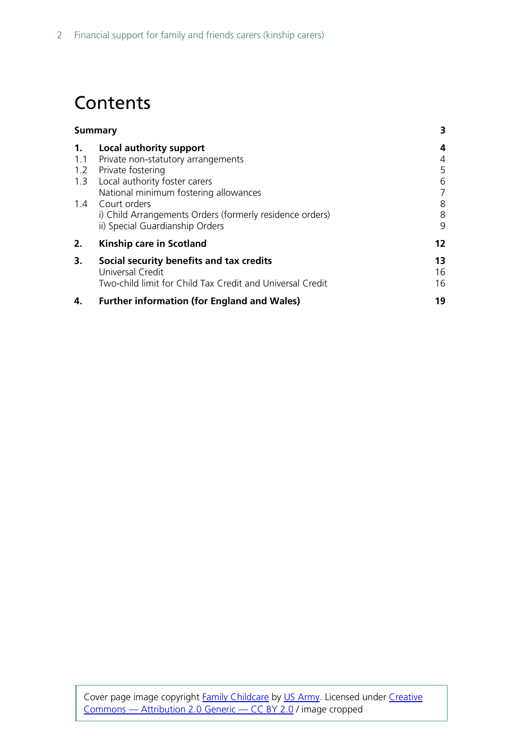# Contents

| | | |
|---|---|---|
| **Summary** | | **3** |
| **1.** | **Local authority support** | **4** |
| 1.1 | Private non-statutory arrangements | 4 |
| 1.2 | Private fostering | 5 |
| 1.3 | Local authority foster carers | 6 |
| | National minimum fostering allowances | 7 |
| 1.4 | Court orders | 8 |
| | i) Child Arrangements Orders (formerly residence orders) | 8 |
| | ii) Special Guardianship Orders | 9 |
| **2.** | **Kinship care in Scotland** | **12** |
| **3.** | **Social security benefits and tax credits** | **13** |
| | Universal Credit | 16 |
| | Two-child limit for Child Tax Credit and Universal Credit | 16 |
| **4.** | **Further information (for England and Wales)** | **19** |

Cover page image copyright Family Childcare by US Army. Licensed under Creative Commons — Attribution 2.0 Generic — CC BY 2.0 / image cropped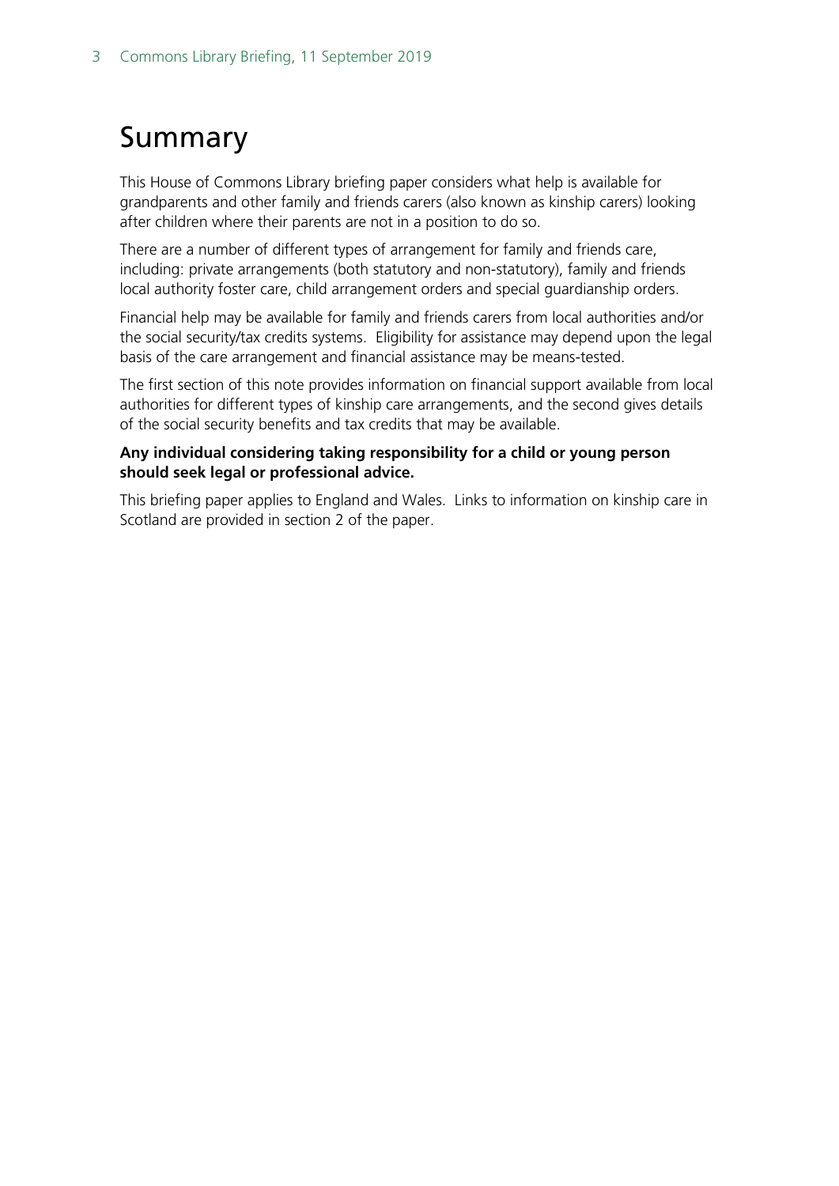# Summary

This House of Commons Library briefing paper considers what help is available for grandparents and other family and friends carers (also known as kinship carers) looking after children where their parents are not in a position to do so.

There are a number of different types of arrangement for family and friends care, including: private arrangements (both statutory and non-statutory), family and friends local authority foster care, child arrangement orders and special guardianship orders.

Financial help may be available for family and friends carers from local authorities and/or the social security/tax credits systems. Eligibility for assistance may depend upon the legal basis of the care arrangement and financial assistance may be means-tested.

The first section of this note provides information on financial support available from local authorities for different types of kinship care arrangements, and the second gives details of the social security benefits and tax credits that may be available.

**Any individual considering taking responsibility for a child or young person should seek legal or professional advice.**

This briefing paper applies to England and Wales. Links to information on kinship care in Scotland are provided in section 2 of the paper.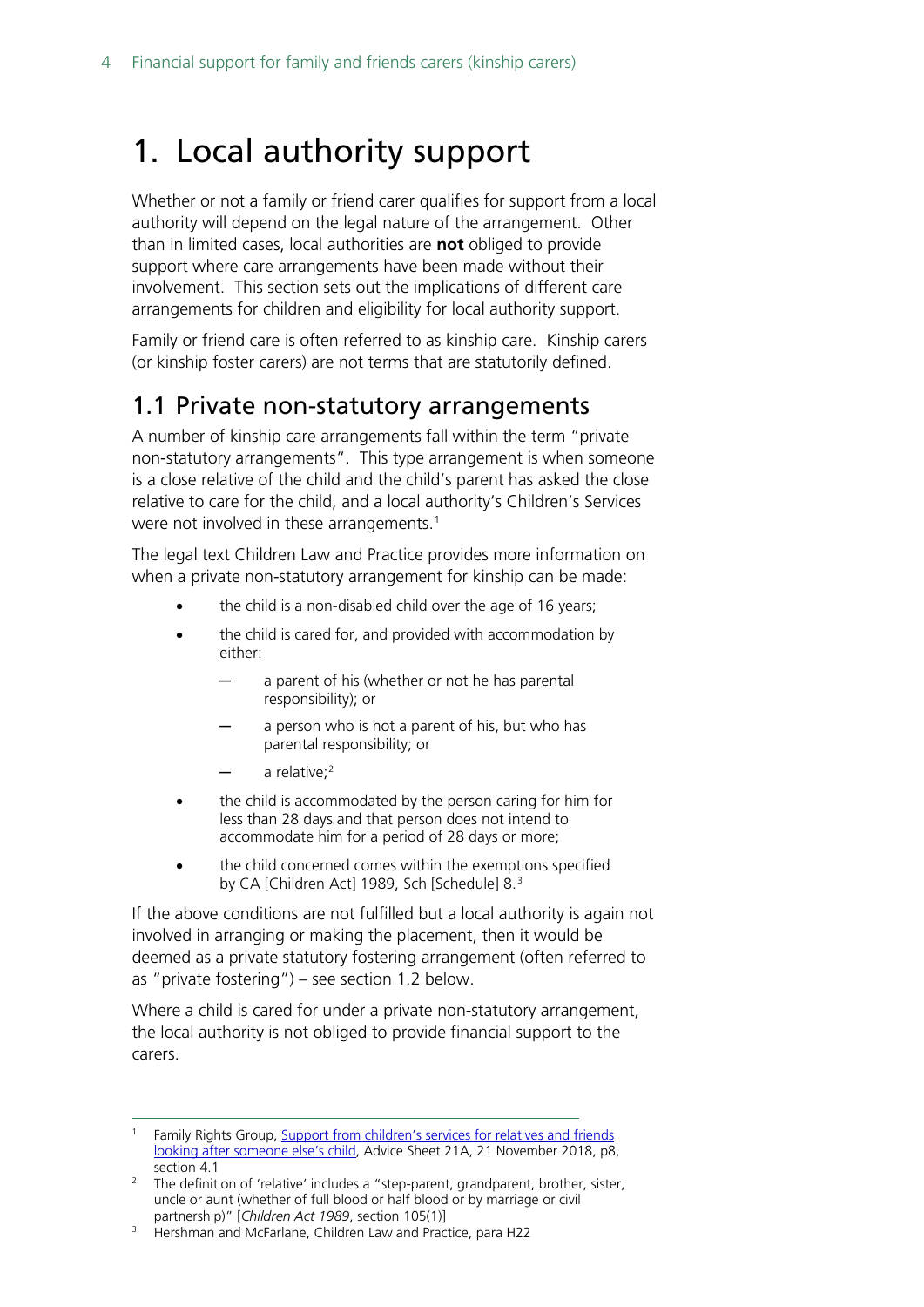# 1. Local authority support

Whether or not a family or friend carer qualifies for support from a local authority will depend on the legal nature of the arrangement. Other than in limited cases, local authorities are **not** obliged to provide support where care arrangements have been made without their involvement. This section sets out the implications of different care arrangements for children and eligibility for local authority support.

Family or friend care is often referred to as kinship care. Kinship carers (or kinship foster carers) are not terms that are statutorily defined.

## 1.1 Private non-statutory arrangements

A number of kinship care arrangements fall within the term "private non-statutory arrangements". This type arrangement is when someone is a close relative of the child and the child's parent has asked the close relative to care for the child, and a local authority's Children's Services were not involved in these arrangements.[1]

The legal text Children Law and Practice provides more information on when a private non-statutory arrangement for kinship can be made:

- the child is a non-disabled child over the age of 16 years;
- the child is cared for, and provided with accommodation by either:
  - a parent of his (whether or not he has parental responsibility); or
  - a person who is not a parent of his, but who has parental responsibility; or
  - a relative;[2]
- the child is accommodated by the person caring for him for less than 28 days and that person does not intend to accommodate him for a period of 28 days or more;
- the child concerned comes within the exemptions specified by CA [Children Act] 1989, Sch [Schedule] 8.[3]

If the above conditions are not fulfilled but a local authority is again not involved in arranging or making the placement, then it would be deemed as a private statutory fostering arrangement (often referred to as "private fostering") – see section 1.2 below.

Where a child is cared for under a private non-statutory arrangement, the local authority is not obliged to provide financial support to the carers.

---

[1] Family Rights Group, Support from children's services for relatives and friends looking after someone else's child, Advice Sheet 21A, 21 November 2018, p8, section 4.1

[2] The definition of 'relative' includes a "step-parent, grandparent, brother, sister, uncle or aunt (whether of full blood or half blood or by marriage or civil partnership)" [*Children Act 1989*, section 105(1)]

[3] Hershman and McFarlane, Children Law and Practice, para H22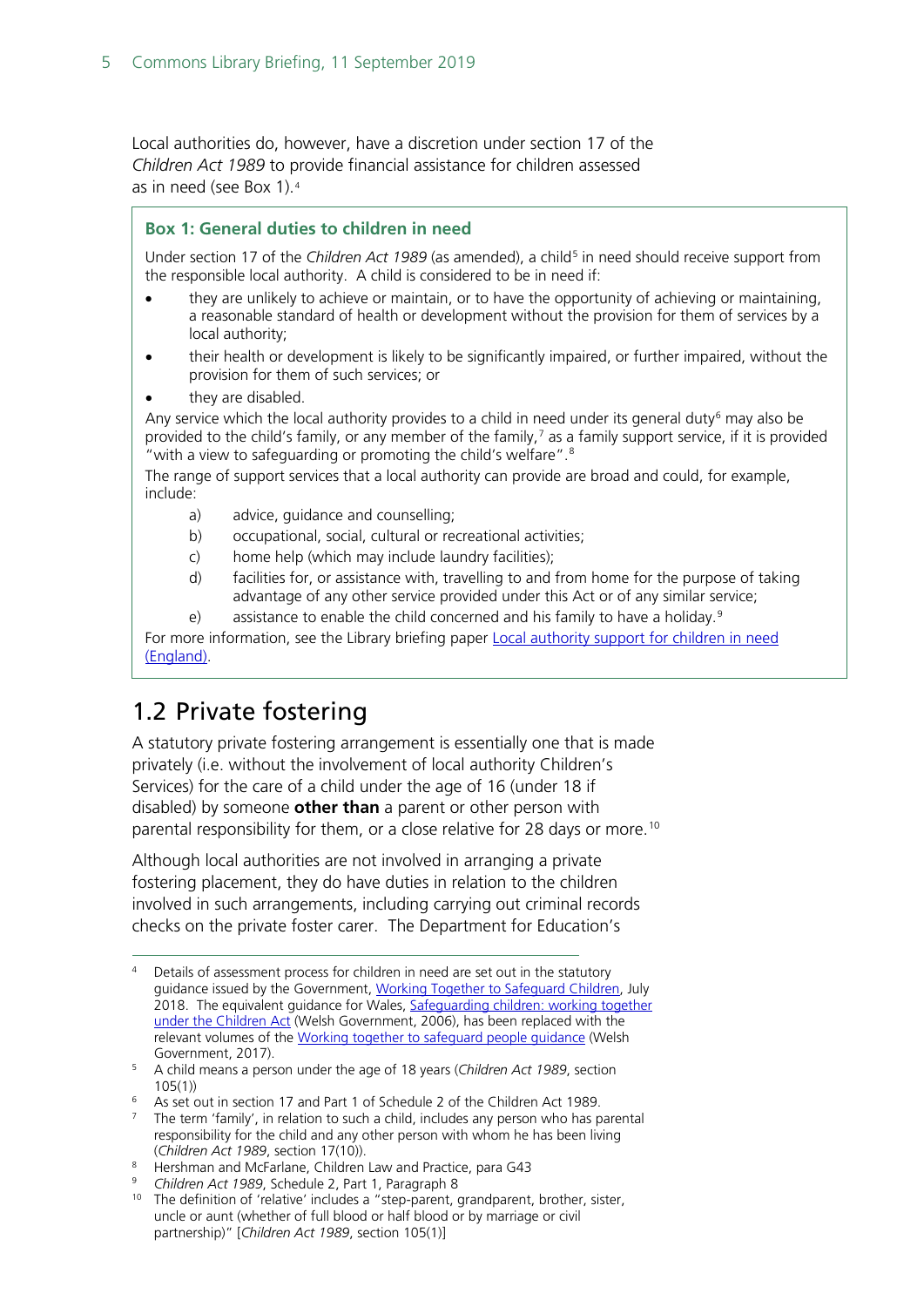Local authorities do, however, have a discretion under section 17 of the *Children Act 1989* to provide financial assistance for children assessed as in need (see Box 1).[4]

> **Box 1: General duties to children in need**
>
> Under section 17 of the *Children Act 1989* (as amended), a child[5] in need should receive support from the responsible local authority. A child is considered to be in need if:
>
> - they are unlikely to achieve or maintain, or to have the opportunity of achieving or maintaining, a reasonable standard of health or development without the provision for them of services by a local authority;
> - their health or development is likely to be significantly impaired, or further impaired, without the provision for them of such services; or
> - they are disabled.
>
> Any service which the local authority provides to a child in need under its general duty[6] may also be provided to the child's family, or any member of the family,[7] as a family support service, if it is provided "with a view to safeguarding or promoting the child's welfare".[8]
>
> The range of support services that a local authority can provide are broad and could, for example, include:
>
> a) advice, guidance and counselling;
>
> b) occupational, social, cultural or recreational activities;
>
> c) home help (which may include laundry facilities);
>
> d) facilities for, or assistance with, travelling to and from home for the purpose of taking advantage of any other service provided under this Act or of any similar service;
>
> e) assistance to enable the child concerned and his family to have a holiday.[9]
>
> For more information, see the Library briefing paper Local authority support for children in need (England).

## 1.2 Private fostering

A statutory private fostering arrangement is essentially one that is made privately (i.e. without the involvement of local authority Children's Services) for the care of a child under the age of 16 (under 18 if disabled) by someone **other than** a parent or other person with parental responsibility for them, or a close relative for 28 days or more.[10]

Although local authorities are not involved in arranging a private fostering placement, they do have duties in relation to the children involved in such arrangements, including carrying out criminal records checks on the private foster carer. The Department for Education's

---

[4] Details of assessment process for children in need are set out in the statutory guidance issued by the Government, Working Together to Safeguard Children, July 2018. The equivalent guidance for Wales, Safeguarding children: working together under the Children Act (Welsh Government, 2006), has been replaced with the relevant volumes of the Working together to safeguard people guidance (Welsh Government, 2017).

[5] A child means a person under the age of 18 years (*Children Act 1989*, section 105(1))

[6] As set out in section 17 and Part 1 of Schedule 2 of the Children Act 1989.

[7] The term 'family', in relation to such a child, includes any person who has parental responsibility for the child and any other person with whom he has been living (*Children Act 1989*, section 17(10)).

[8] Hershman and McFarlane, Children Law and Practice, para G43

[9] *Children Act 1989*, Schedule 2, Part 1, Paragraph 8

[10] The definition of 'relative' includes a "step-parent, grandparent, brother, sister, uncle or aunt (whether of full blood or half blood or by marriage or civil partnership)" [*Children Act 1989*, section 105(1)]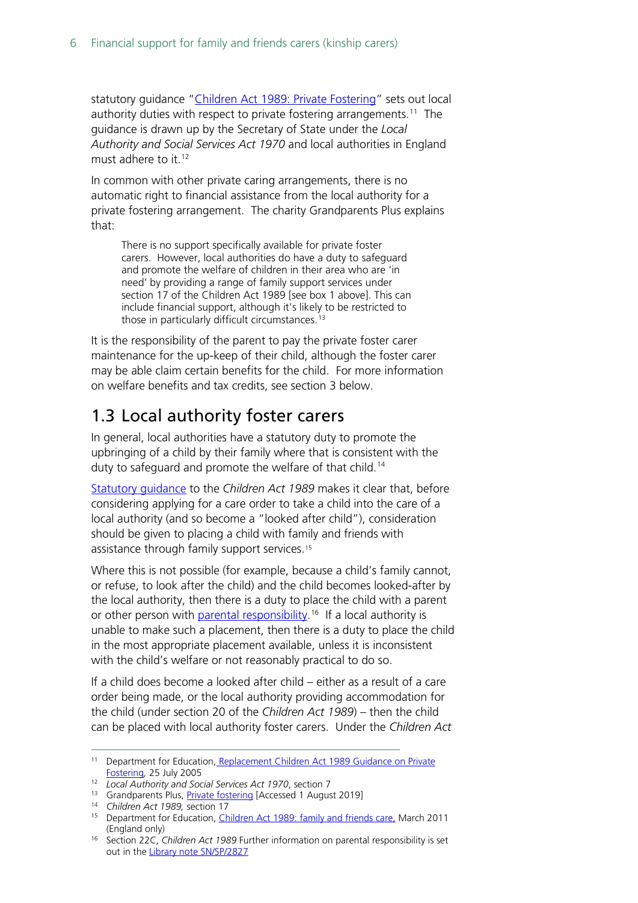statutory guidance "Children Act 1989: Private Fostering" sets out local authority duties with respect to private fostering arrangements.[11] The guidance is drawn up by the Secretary of State under the *Local Authority and Social Services Act 1970* and local authorities in England must adhere to it.[12]

In common with other private caring arrangements, there is no automatic right to financial assistance from the local authority for a private fostering arrangement. The charity Grandparents Plus explains that:

> There is no support specifically available for private foster carers. However, local authorities do have a duty to safeguard and promote the welfare of children in their area who are 'in need' by providing a range of family support services under section 17 of the Children Act 1989 [see box 1 above]. This can include financial support, although it's likely to be restricted to those in particularly difficult circumstances.[13]

It is the responsibility of the parent to pay the private foster carer maintenance for the up-keep of their child, although the foster carer may be able claim certain benefits for the child. For more information on welfare benefits and tax credits, see section 3 below.

## 1.3 Local authority foster carers

In general, local authorities have a statutory duty to promote the upbringing of a child by their family where that is consistent with the duty to safeguard and promote the welfare of that child.[14]

Statutory guidance to the *Children Act 1989* makes it clear that, before considering applying for a care order to take a child into the care of a local authority (and so become a "looked after child"), consideration should be given to placing a child with family and friends with assistance through family support services.[15]

Where this is not possible (for example, because a child's family cannot, or refuse, to look after the child) and the child becomes looked-after by the local authority, then there is a duty to place the child with a parent or other person with parental responsibility.[16] If a local authority is unable to make such a placement, then there is a duty to place the child in the most appropriate placement available, unless it is inconsistent with the child's welfare or not reasonably practical to do so.

If a child does become a looked after child – either as a result of a care order being made, or the local authority providing accommodation for the child (under section 20 of the *Children Act 1989*) – then the child can be placed with local authority foster carers. Under the *Children Act*

---

[11] Department for Education, Replacement Children Act 1989 Guidance on Private Fostering, 25 July 2005

[12] *Local Authority and Social Services Act 1970*, section 7

[13] Grandparents Plus, Private fostering [Accessed 1 August 2019]

[14] *Children Act 1989,* section 17

[15] Department for Education, Children Act 1989: family and friends care, March 2011 (England only)

[16] Section 22C, *Children Act 1989* Further information on parental responsibility is set out in the Library note SN/SP/2827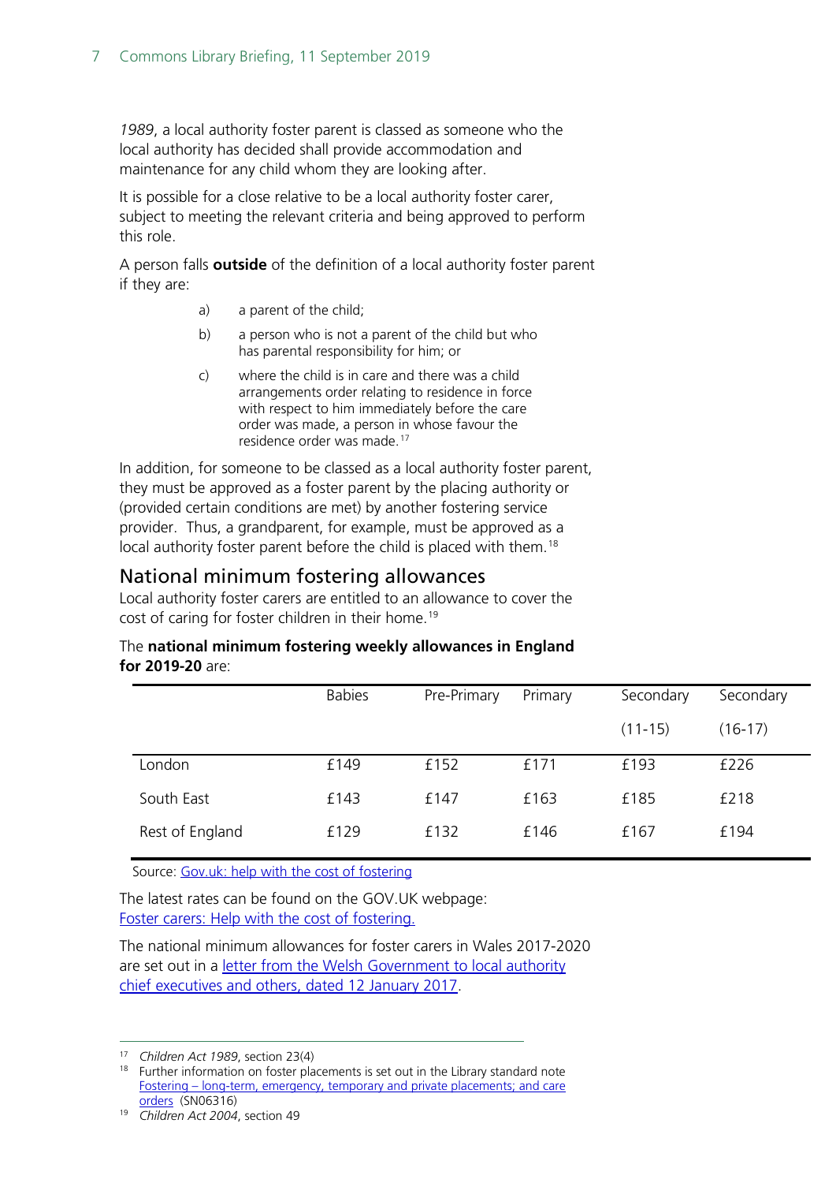*1989*, a local authority foster parent is classed as someone who the local authority has decided shall provide accommodation and maintenance for any child whom they are looking after.

It is possible for a close relative to be a local authority foster carer, subject to meeting the relevant criteria and being approved to perform this role.

A person falls **outside** of the definition of a local authority foster parent if they are:

a) a parent of the child;

b) a person who is not a parent of the child but who has parental responsibility for him; or

c) where the child is in care and there was a child arrangements order relating to residence in force with respect to him immediately before the care order was made, a person in whose favour the residence order was made.[17]

In addition, for someone to be classed as a local authority foster parent, they must be approved as a foster parent by the placing authority or (provided certain conditions are met) by another fostering service provider. Thus, a grandparent, for example, must be approved as a local authority foster parent before the child is placed with them.[18]

## National minimum fostering allowances

Local authority foster carers are entitled to an allowance to cover the cost of caring for foster children in their home.[19]

The **national minimum fostering weekly allowances in England for 2019-20** are:

| | Babies | Pre-Primary | Primary | Secondary (11-15) | Secondary (16-17) |
|---|---|---|---|---|---|
| London | £149 | £152 | £171 | £193 | £226 |
| South East | £143 | £147 | £163 | £185 | £218 |
| Rest of England | £129 | £132 | £146 | £167 | £194 |

Source: Gov.uk: help with the cost of fostering

The latest rates can be found on the GOV.UK webpage: Foster carers: Help with the cost of fostering.

The national minimum allowances for foster carers in Wales 2017-2020 are set out in a letter from the Welsh Government to local authority chief executives and others, dated 12 January 2017.

---

[17] *Children Act 1989*, section 23(4)

[18] Further information on foster placements is set out in the Library standard note Fostering – long-term, emergency, temporary and private placements; and care orders (SN06316)

[19] *Children Act 2004*, section 49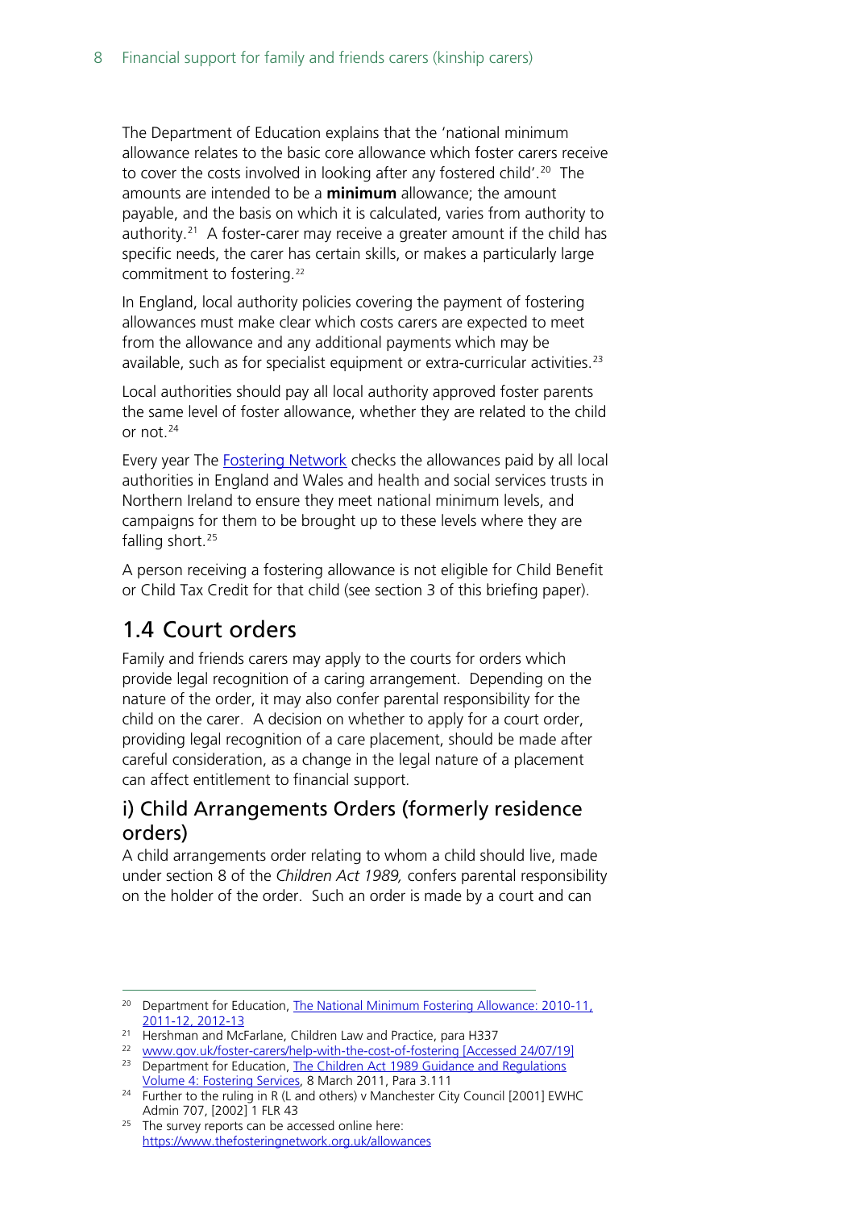The Department of Education explains that the 'national minimum allowance relates to the basic core allowance which foster carers receive to cover the costs involved in looking after any fostered child'.[20] The amounts are intended to be a **minimum** allowance; the amount payable, and the basis on which it is calculated, varies from authority to authority.[21] A foster-carer may receive a greater amount if the child has specific needs, the carer has certain skills, or makes a particularly large commitment to fostering.[22]

In England, local authority policies covering the payment of fostering allowances must make clear which costs carers are expected to meet from the allowance and any additional payments which may be available, such as for specialist equipment or extra-curricular activities.[23]

Local authorities should pay all local authority approved foster parents the same level of foster allowance, whether they are related to the child or not.[24]

Every year The Fostering Network checks the allowances paid by all local authorities in England and Wales and health and social services trusts in Northern Ireland to ensure they meet national minimum levels, and campaigns for them to be brought up to these levels where they are falling short.[25]

A person receiving a fostering allowance is not eligible for Child Benefit or Child Tax Credit for that child (see section 3 of this briefing paper).

## 1.4 Court orders

Family and friends carers may apply to the courts for orders which provide legal recognition of a caring arrangement. Depending on the nature of the order, it may also confer parental responsibility for the child on the carer. A decision on whether to apply for a court order, providing legal recognition of a care placement, should be made after careful consideration, as a change in the legal nature of a placement can affect entitlement to financial support.

### i) Child Arrangements Orders (formerly residence orders)

A child arrangements order relating to whom a child should live, made under section 8 of the *Children Act 1989,* confers parental responsibility on the holder of the order. Such an order is made by a court and can

---

[20] Department for Education, The National Minimum Fostering Allowance: 2010-11, 2011-12, 2012-13

[21] Hershman and McFarlane, Children Law and Practice, para H337

[22] www.gov.uk/foster-carers/help-with-the-cost-of-fostering [Accessed 24/07/19]

[23] Department for Education, The Children Act 1989 Guidance and Regulations Volume 4: Fostering Services, 8 March 2011, Para 3.111

[24] Further to the ruling in R (L and others) v Manchester City Council [2001] EWHC Admin 707, [2002] 1 FLR 43

[25] The survey reports can be accessed online here: https://www.thefosteringnetwork.org.uk/allowances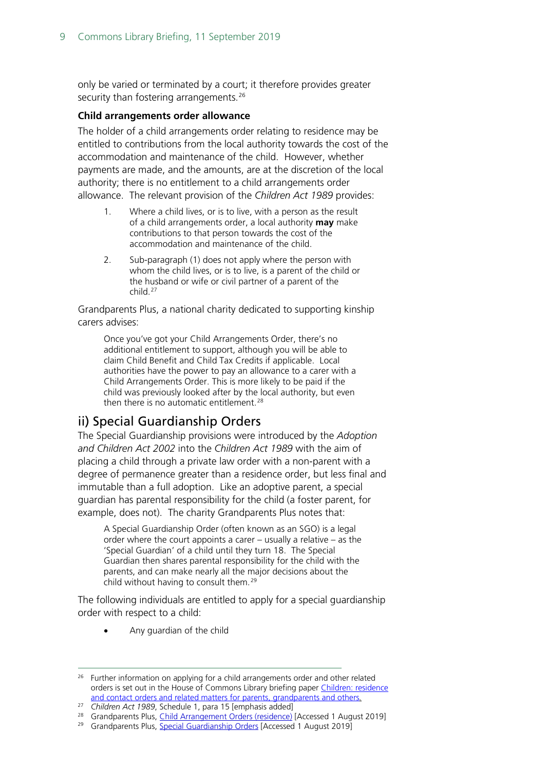only be varied or terminated by a court; it therefore provides greater security than fostering arrangements.[26]

#### Child arrangements order allowance

The holder of a child arrangements order relating to residence may be entitled to contributions from the local authority towards the cost of the accommodation and maintenance of the child. However, whether payments are made, and the amounts, are at the discretion of the local authority; there is no entitlement to a child arrangements order allowance. The relevant provision of the *Children Act 1989* provides:

> 1. Where a child lives, or is to live, with a person as the result of a child arrangements order, a local authority **may** make contributions to that person towards the cost of the accommodation and maintenance of the child.
> 2. Sub-paragraph (1) does not apply where the person with whom the child lives, or is to live, is a parent of the child or the husband or wife or civil partner of a parent of the child.[27]

Grandparents Plus, a national charity dedicated to supporting kinship carers advises:

> Once you've got your Child Arrangements Order, there's no additional entitlement to support, although you will be able to claim Child Benefit and Child Tax Credits if applicable. Local authorities have the power to pay an allowance to a carer with a Child Arrangements Order. This is more likely to be paid if the child was previously looked after by the local authority, but even then there is no automatic entitlement.[28]

## ii) Special Guardianship Orders

The Special Guardianship provisions were introduced by the *Adoption and Children Act 2002* into the *Children Act 1989* with the aim of placing a child through a private law order with a non-parent with a degree of permanence greater than a residence order, but less final and immutable than a full adoption. Like an adoptive parent, a special guardian has parental responsibility for the child (a foster parent, for example, does not). The charity Grandparents Plus notes that:

> A Special Guardianship Order (often known as an SGO) is a legal order where the court appoints a carer – usually a relative – as the 'Special Guardian' of a child until they turn 18. The Special Guardian then shares parental responsibility for the child with the parents, and can make nearly all the major decisions about the child without having to consult them.[29]

The following individuals are entitled to apply for a special guardianship order with respect to a child:

- Any guardian of the child

---

[26] Further information on applying for a child arrangements order and other related orders is set out in the House of Commons Library briefing paper Children: residence and contact orders and related matters for parents, grandparents and others.

[27] *Children Act 1989*, Schedule 1, para 15 [emphasis added]

[28] Grandparents Plus, Child Arrangement Orders (residence) [Accessed 1 August 2019]

[29] Grandparents Plus, Special Guardianship Orders [Accessed 1 August 2019]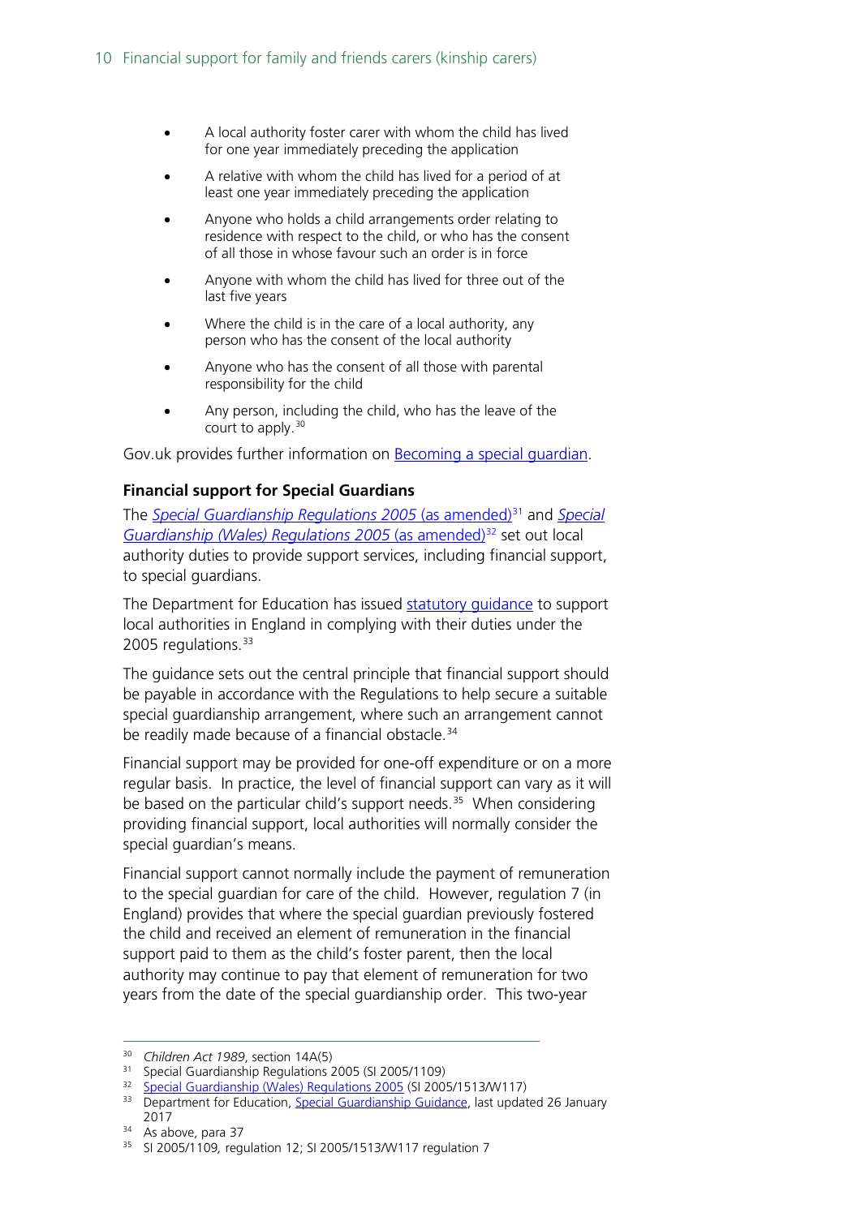- A local authority foster carer with whom the child has lived for one year immediately preceding the application
- A relative with whom the child has lived for a period of at least one year immediately preceding the application
- Anyone who holds a child arrangements order relating to residence with respect to the child, or who has the consent of all those in whose favour such an order is in force
- Anyone with whom the child has lived for three out of the last five years
- Where the child is in the care of a local authority, any person who has the consent of the local authority
- Anyone who has the consent of all those with parental responsibility for the child
- Any person, including the child, who has the leave of the court to apply.[30]

Gov.uk provides further information on Becoming a special guardian.

**Financial support for Special Guardians**

The *Special Guardianship Regulations 2005* (as amended)[31] and *Special Guardianship (Wales) Regulations 2005* (as amended)[32] set out local authority duties to provide support services, including financial support, to special guardians.

The Department for Education has issued statutory guidance to support local authorities in England in complying with their duties under the 2005 regulations.[33]

The guidance sets out the central principle that financial support should be payable in accordance with the Regulations to help secure a suitable special guardianship arrangement, where such an arrangement cannot be readily made because of a financial obstacle.[34]

Financial support may be provided for one-off expenditure or on a more regular basis. In practice, the level of financial support can vary as it will be based on the particular child's support needs.[35] When considering providing financial support, local authorities will normally consider the special guardian's means.

Financial support cannot normally include the payment of remuneration to the special guardian for care of the child. However, regulation 7 (in England) provides that where the special guardian previously fostered the child and received an element of remuneration in the financial support paid to them as the child's foster parent, then the local authority may continue to pay that element of remuneration for two years from the date of the special guardianship order. This two-year

---

30 *Children Act 1989*, section 14A(5)

31 Special Guardianship Regulations 2005 (SI 2005/1109)

32 Special Guardianship (Wales) Regulations 2005 (SI 2005/1513/W117)

33 Department for Education, Special Guardianship Guidance, last updated 26 January 2017

34 As above, para 37

35 SI 2005/1109, regulation 12; SI 2005/1513/W117 regulation 7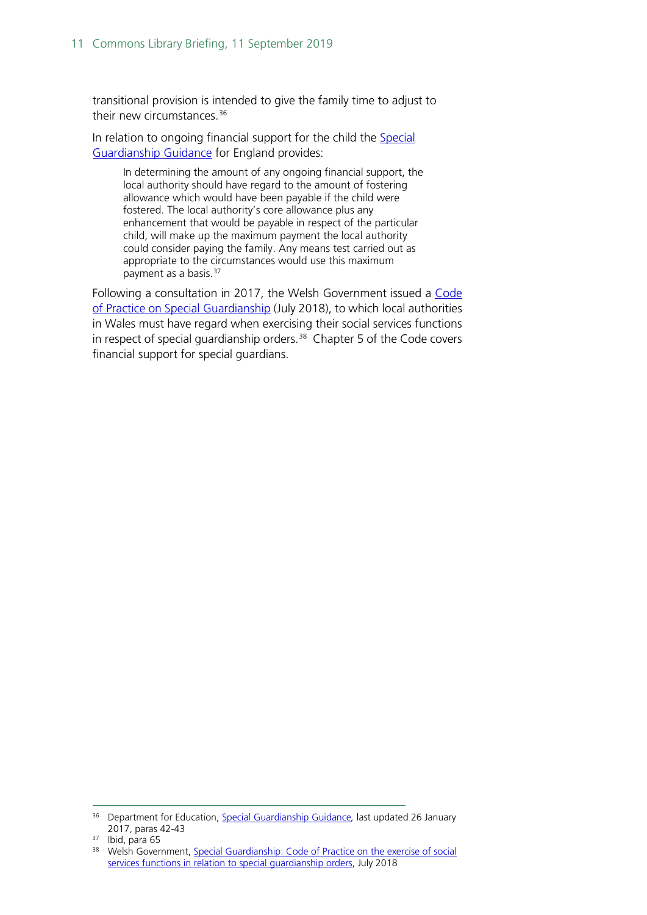transitional provision is intended to give the family time to adjust to their new circumstances.[36]

In relation to ongoing financial support for the child the Special Guardianship Guidance for England provides:

> In determining the amount of any ongoing financial support, the local authority should have regard to the amount of fostering allowance which would have been payable if the child were fostered. The local authority's core allowance plus any enhancement that would be payable in respect of the particular child, will make up the maximum payment the local authority could consider paying the family. Any means test carried out as appropriate to the circumstances would use this maximum payment as a basis.[37]

Following a consultation in 2017, the Welsh Government issued a Code of Practice on Special Guardianship (July 2018), to which local authorities in Wales must have regard when exercising their social services functions in respect of special guardianship orders.[38] Chapter 5 of the Code covers financial support for special guardians.

---

[36] Department for Education, Special Guardianship Guidance, last updated 26 January 2017, paras 42-43

[37] Ibid, para 65

[38] Welsh Government, Special Guardianship: Code of Practice on the exercise of social services functions in relation to special guardianship orders, July 2018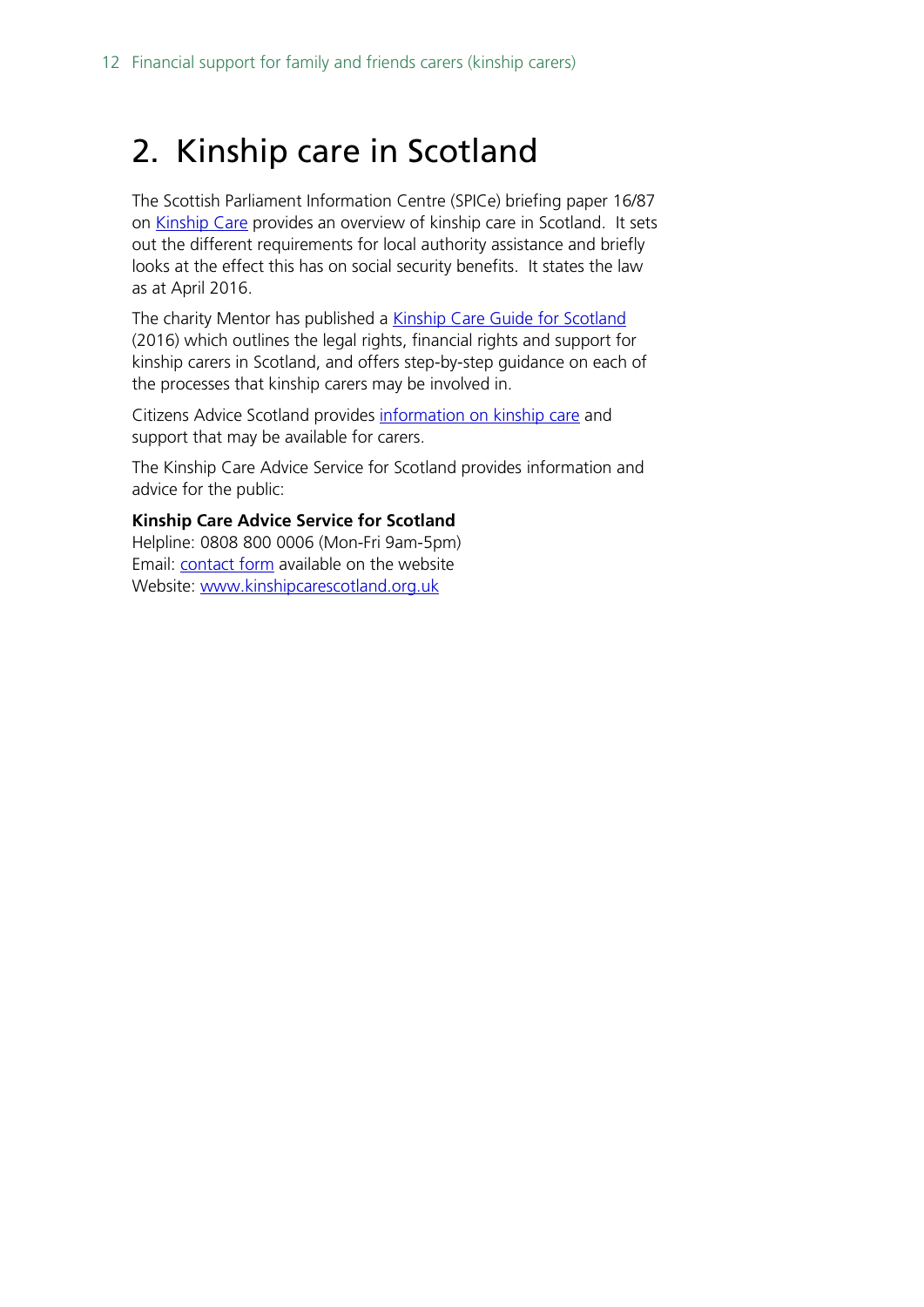# 2. Kinship care in Scotland

The Scottish Parliament Information Centre (SPICe) briefing paper 16/87 on Kinship Care provides an overview of kinship care in Scotland. It sets out the different requirements for local authority assistance and briefly looks at the effect this has on social security benefits. It states the law as at April 2016.

The charity Mentor has published a Kinship Care Guide for Scotland (2016) which outlines the legal rights, financial rights and support for kinship carers in Scotland, and offers step-by-step guidance on each of the processes that kinship carers may be involved in.

Citizens Advice Scotland provides information on kinship care and support that may be available for carers.

The Kinship Care Advice Service for Scotland provides information and advice for the public:

**Kinship Care Advice Service for Scotland**
Helpline: 0808 800 0006 (Mon-Fri 9am-5pm)
Email: contact form available on the website
Website: www.kinshipcarescotland.org.uk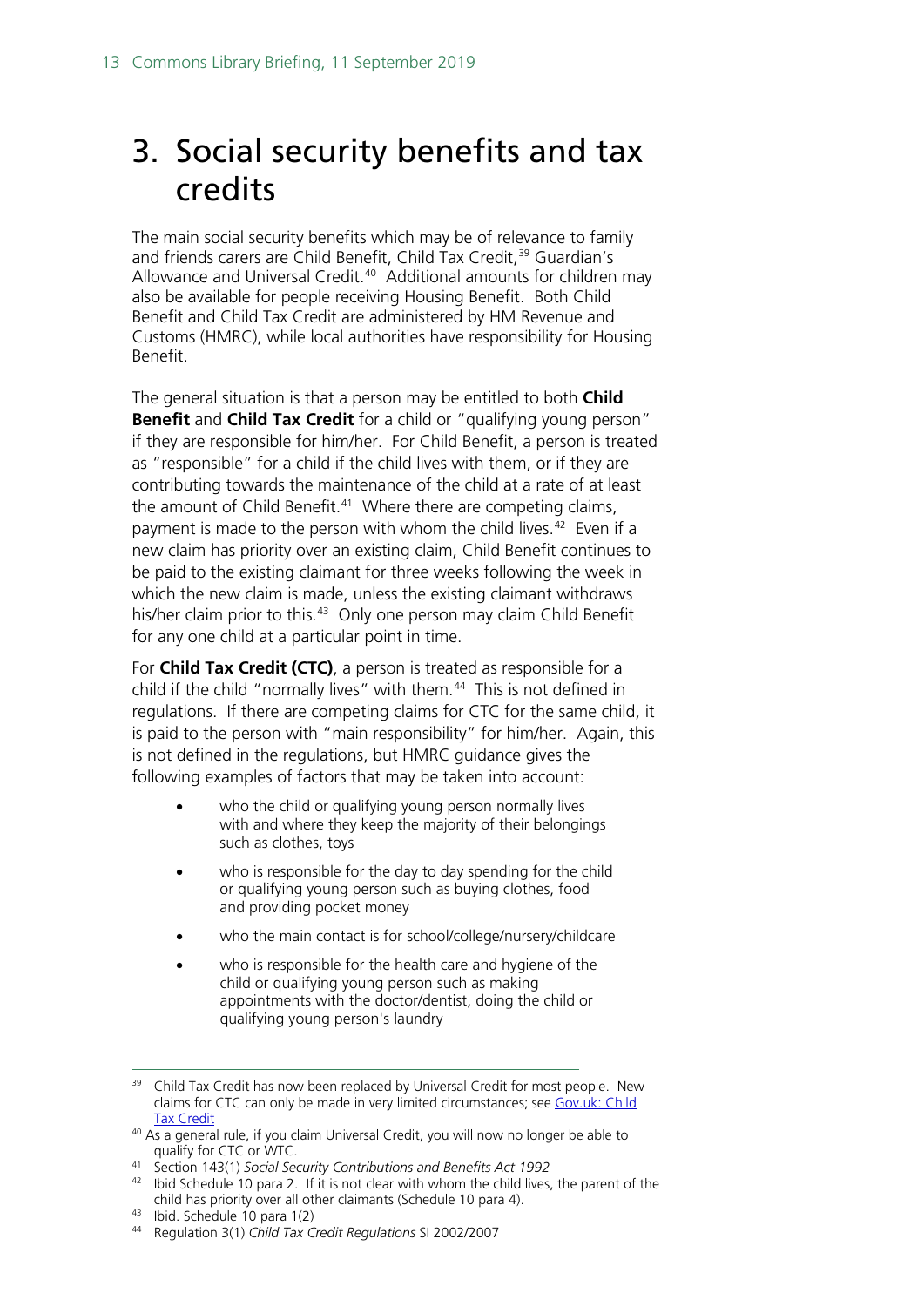# 3. Social security benefits and tax credits

The main social security benefits which may be of relevance to family and friends carers are Child Benefit, Child Tax Credit,[39] Guardian's Allowance and Universal Credit.[40] Additional amounts for children may also be available for people receiving Housing Benefit. Both Child Benefit and Child Tax Credit are administered by HM Revenue and Customs (HMRC), while local authorities have responsibility for Housing Benefit.

The general situation is that a person may be entitled to both **Child Benefit** and **Child Tax Credit** for a child or "qualifying young person" if they are responsible for him/her. For Child Benefit, a person is treated as "responsible" for a child if the child lives with them, or if they are contributing towards the maintenance of the child at a rate of at least the amount of Child Benefit.[41] Where there are competing claims, payment is made to the person with whom the child lives.[42] Even if a new claim has priority over an existing claim, Child Benefit continues to be paid to the existing claimant for three weeks following the week in which the new claim is made, unless the existing claimant withdraws his/her claim prior to this.[43] Only one person may claim Child Benefit for any one child at a particular point in time.

For **Child Tax Credit (CTC)**, a person is treated as responsible for a child if the child "normally lives" with them.[44] This is not defined in regulations. If there are competing claims for CTC for the same child, it is paid to the person with "main responsibility" for him/her. Again, this is not defined in the regulations, but HMRC guidance gives the following examples of factors that may be taken into account:

- who the child or qualifying young person normally lives with and where they keep the majority of their belongings such as clothes, toys
- who is responsible for the day to day spending for the child or qualifying young person such as buying clothes, food and providing pocket money
- who the main contact is for school/college/nursery/childcare
- who is responsible for the health care and hygiene of the child or qualifying young person such as making appointments with the doctor/dentist, doing the child or qualifying young person's laundry

---

[39] Child Tax Credit has now been replaced by Universal Credit for most people. New claims for CTC can only be made in very limited circumstances; see [Gov.uk: Child Tax Credit](#)

[40] As a general rule, if you claim Universal Credit, you will now no longer be able to qualify for CTC or WTC.

[41] Section 143(1) *Social Security Contributions and Benefits Act 1992*

[42] Ibid Schedule 10 para 2. If it is not clear with whom the child lives, the parent of the child has priority over all other claimants (Schedule 10 para 4).

[43] Ibid. Schedule 10 para 1(2)

[44] Regulation 3(1) *Child Tax Credit Regulations* SI 2002/2007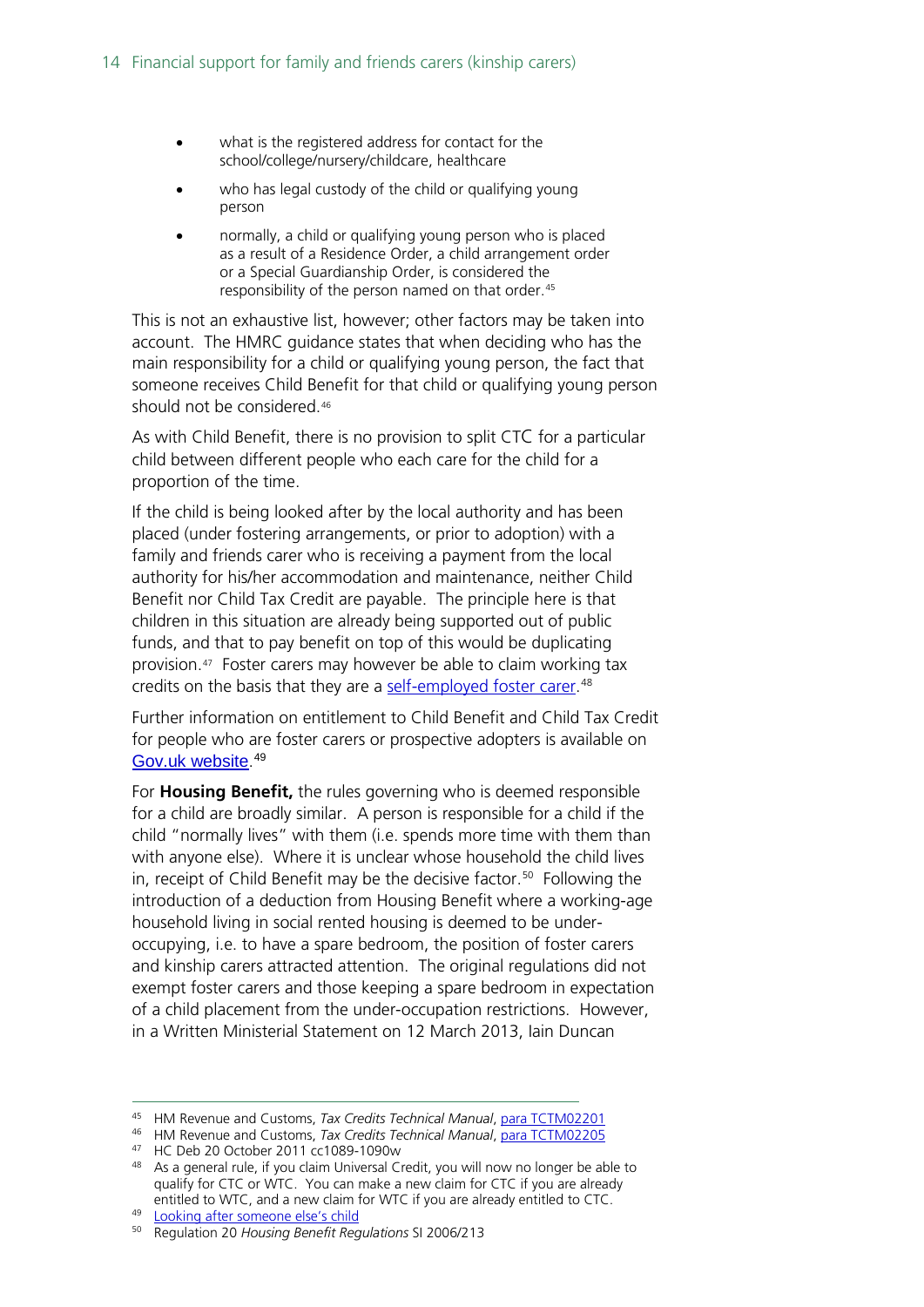- what is the registered address for contact for the school/college/nursery/childcare, healthcare
- who has legal custody of the child or qualifying young person
- normally, a child or qualifying young person who is placed as a result of a Residence Order, a child arrangement order or a Special Guardianship Order, is considered the responsibility of the person named on that order.[45]

This is not an exhaustive list, however; other factors may be taken into account. The HMRC guidance states that when deciding who has the main responsibility for a child or qualifying young person, the fact that someone receives Child Benefit for that child or qualifying young person should not be considered.[46]

As with Child Benefit, there is no provision to split CTC for a particular child between different people who each care for the child for a proportion of the time.

If the child is being looked after by the local authority and has been placed (under fostering arrangements, or prior to adoption) with a family and friends carer who is receiving a payment from the local authority for his/her accommodation and maintenance, neither Child Benefit nor Child Tax Credit are payable. The principle here is that children in this situation are already being supported out of public funds, and that to pay benefit on top of this would be duplicating provision.[47] Foster carers may however be able to claim working tax credits on the basis that they are a self-employed foster carer.[48]

Further information on entitlement to Child Benefit and Child Tax Credit for people who are foster carers or prospective adopters is available on Gov.uk website.[49]

For **Housing Benefit,** the rules governing who is deemed responsible for a child are broadly similar. A person is responsible for a child if the child "normally lives" with them (i.e. spends more time with them than with anyone else). Where it is unclear whose household the child lives in, receipt of Child Benefit may be the decisive factor.[50] Following the introduction of a deduction from Housing Benefit where a working-age household living in social rented housing is deemed to be under-occupying, i.e. to have a spare bedroom, the position of foster carers and kinship carers attracted attention. The original regulations did not exempt foster carers and those keeping a spare bedroom in expectation of a child placement from the under-occupation restrictions. However, in a Written Ministerial Statement on 12 March 2013, Iain Duncan

---

[45] HM Revenue and Customs, *Tax Credits Technical Manual*, para TCTM02201

[46] HM Revenue and Customs, *Tax Credits Technical Manual*, para TCTM02205

[47] HC Deb 20 October 2011 cc1089-1090w

[48] As a general rule, if you claim Universal Credit, you will now no longer be able to qualify for CTC or WTC. You can make a new claim for CTC if you are already entitled to WTC, and a new claim for WTC if you are already entitled to CTC.

[49] Looking after someone else's child

[50] Regulation 20 *Housing Benefit Regulations* SI 2006/213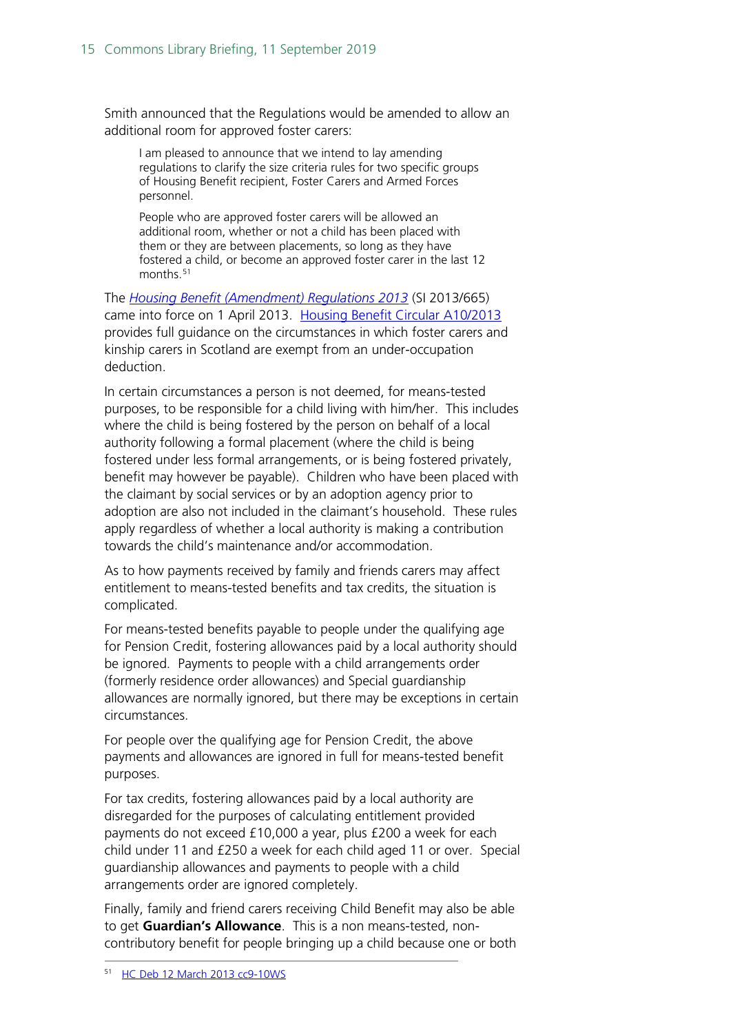Smith announced that the Regulations would be amended to allow an additional room for approved foster carers:

> I am pleased to announce that we intend to lay amending regulations to clarify the size criteria rules for two specific groups of Housing Benefit recipient, Foster Carers and Armed Forces personnel.
>
> People who are approved foster carers will be allowed an additional room, whether or not a child has been placed with them or they are between placements, so long as they have fostered a child, or become an approved foster carer in the last 12 months.[51]

The *Housing Benefit (Amendment) Regulations 2013* (SI 2013/665) came into force on 1 April 2013. Housing Benefit Circular A10/2013 provides full guidance on the circumstances in which foster carers and kinship carers in Scotland are exempt from an under-occupation deduction.

In certain circumstances a person is not deemed, for means-tested purposes, to be responsible for a child living with him/her. This includes where the child is being fostered by the person on behalf of a local authority following a formal placement (where the child is being fostered under less formal arrangements, or is being fostered privately, benefit may however be payable). Children who have been placed with the claimant by social services or by an adoption agency prior to adoption are also not included in the claimant's household. These rules apply regardless of whether a local authority is making a contribution towards the child's maintenance and/or accommodation.

As to how payments received by family and friends carers may affect entitlement to means-tested benefits and tax credits, the situation is complicated.

For means-tested benefits payable to people under the qualifying age for Pension Credit, fostering allowances paid by a local authority should be ignored. Payments to people with a child arrangements order (formerly residence order allowances) and Special guardianship allowances are normally ignored, but there may be exceptions in certain circumstances.

For people over the qualifying age for Pension Credit, the above payments and allowances are ignored in full for means-tested benefit purposes.

For tax credits, fostering allowances paid by a local authority are disregarded for the purposes of calculating entitlement provided payments do not exceed £10,000 a year, plus £200 a week for each child under 11 and £250 a week for each child aged 11 or over. Special guardianship allowances and payments to people with a child arrangements order are ignored completely.

Finally, family and friend carers receiving Child Benefit may also be able to get **Guardian's Allowance**. This is a non means-tested, non-contributory benefit for people bringing up a child because one or both

---

[51] HC Deb 12 March 2013 cc9-10WS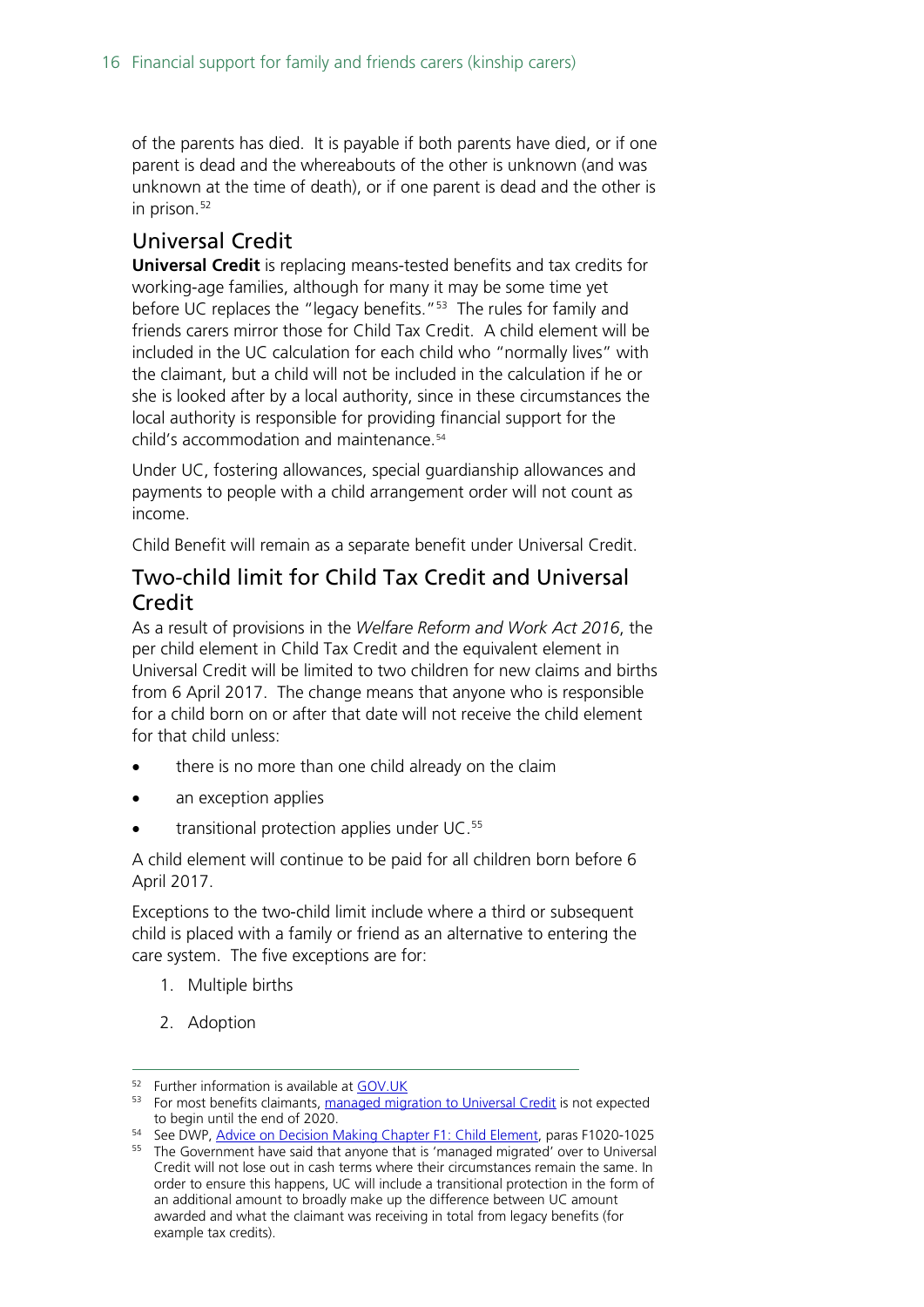of the parents has died. It is payable if both parents have died, or if one parent is dead and the whereabouts of the other is unknown (and was unknown at the time of death), or if one parent is dead and the other is in prison.[52]

## Universal Credit

**Universal Credit** is replacing means-tested benefits and tax credits for working-age families, although for many it may be some time yet before UC replaces the "legacy benefits."[53] The rules for family and friends carers mirror those for Child Tax Credit. A child element will be included in the UC calculation for each child who "normally lives" with the claimant, but a child will not be included in the calculation if he or she is looked after by a local authority, since in these circumstances the local authority is responsible for providing financial support for the child's accommodation and maintenance.[54]

Under UC, fostering allowances, special guardianship allowances and payments to people with a child arrangement order will not count as income.

Child Benefit will remain as a separate benefit under Universal Credit.

## Two-child limit for Child Tax Credit and Universal Credit

As a result of provisions in the *Welfare Reform and Work Act 2016*, the per child element in Child Tax Credit and the equivalent element in Universal Credit will be limited to two children for new claims and births from 6 April 2017. The change means that anyone who is responsible for a child born on or after that date will not receive the child element for that child unless:

- there is no more than one child already on the claim
- an exception applies
- transitional protection applies under UC.[55]

A child element will continue to be paid for all children born before 6 April 2017.

Exceptions to the two-child limit include where a third or subsequent child is placed with a family or friend as an alternative to entering the care system. The five exceptions are for:

1. Multiple births
2. Adoption

---

[52] Further information is available at GOV.UK

[53] For most benefits claimants, managed migration to Universal Credit is not expected to begin until the end of 2020.

[54] See DWP, Advice on Decision Making Chapter F1: Child Element, paras F1020-1025

[55] The Government have said that anyone that is 'managed migrated' over to Universal Credit will not lose out in cash terms where their circumstances remain the same. In order to ensure this happens, UC will include a transitional protection in the form of an additional amount to broadly make up the difference between UC amount awarded and what the claimant was receiving in total from legacy benefits (for example tax credits).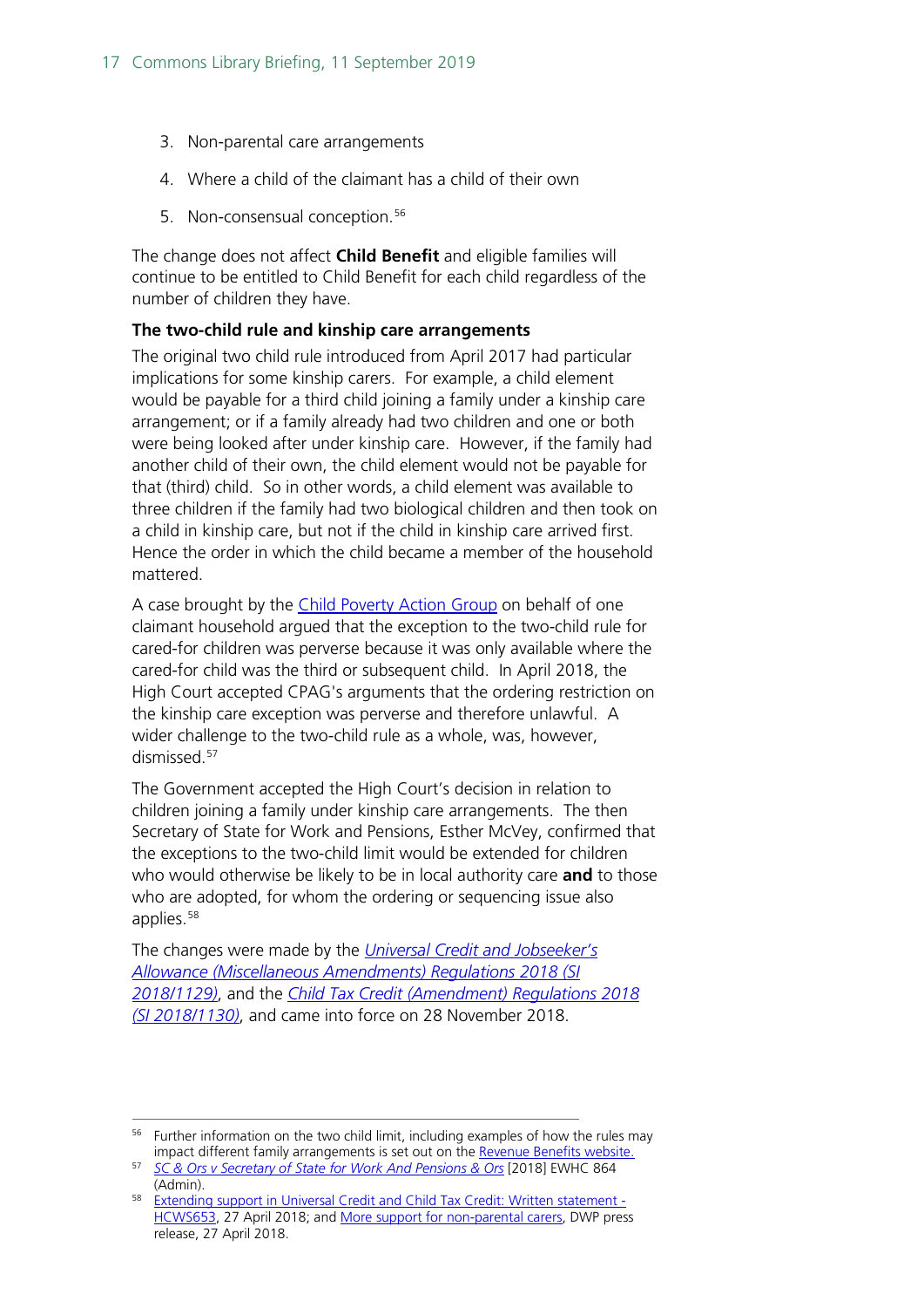3. Non-parental care arrangements
4. Where a child of the claimant has a child of their own
5. Non-consensual conception.[56]

The change does not affect **Child Benefit** and eligible families will continue to be entitled to Child Benefit for each child regardless of the number of children they have.

**The two-child rule and kinship care arrangements**

The original two child rule introduced from April 2017 had particular implications for some kinship carers. For example, a child element would be payable for a third child joining a family under a kinship care arrangement; or if a family already had two children and one or both were being looked after under kinship care. However, if the family had another child of their own, the child element would not be payable for that (third) child. So in other words, a child element was available to three children if the family had two biological children and then took on a child in kinship care, but not if the child in kinship care arrived first. Hence the order in which the child became a member of the household mattered.

A case brought by the Child Poverty Action Group on behalf of one claimant household argued that the exception to the two-child rule for cared-for children was perverse because it was only available where the cared-for child was the third or subsequent child. In April 2018, the High Court accepted CPAG's arguments that the ordering restriction on the kinship care exception was perverse and therefore unlawful. A wider challenge to the two-child rule as a whole, was, however, dismissed.[57]

The Government accepted the High Court's decision in relation to children joining a family under kinship care arrangements. The then Secretary of State for Work and Pensions, Esther McVey, confirmed that the exceptions to the two-child limit would be extended for children who would otherwise be likely to be in local authority care **and** to those who are adopted, for whom the ordering or sequencing issue also applies.[58]

The changes were made by the *Universal Credit and Jobseeker's Allowance (Miscellaneous Amendments) Regulations 2018 (SI 2018/1129)*, and the *Child Tax Credit (Amendment) Regulations 2018 (SI 2018/1130)*, and came into force on 28 November 2018.

---

[56] Further information on the two child limit, including examples of how the rules may impact different family arrangements is set out on the Revenue Benefits website.

[57] *SC & Ors v Secretary of State for Work And Pensions & Ors* [2018] EWHC 864 (Admin).

[58] Extending support in Universal Credit and Child Tax Credit: Written statement - HCWS653, 27 April 2018; and More support for non-parental carers, DWP press release, 27 April 2018.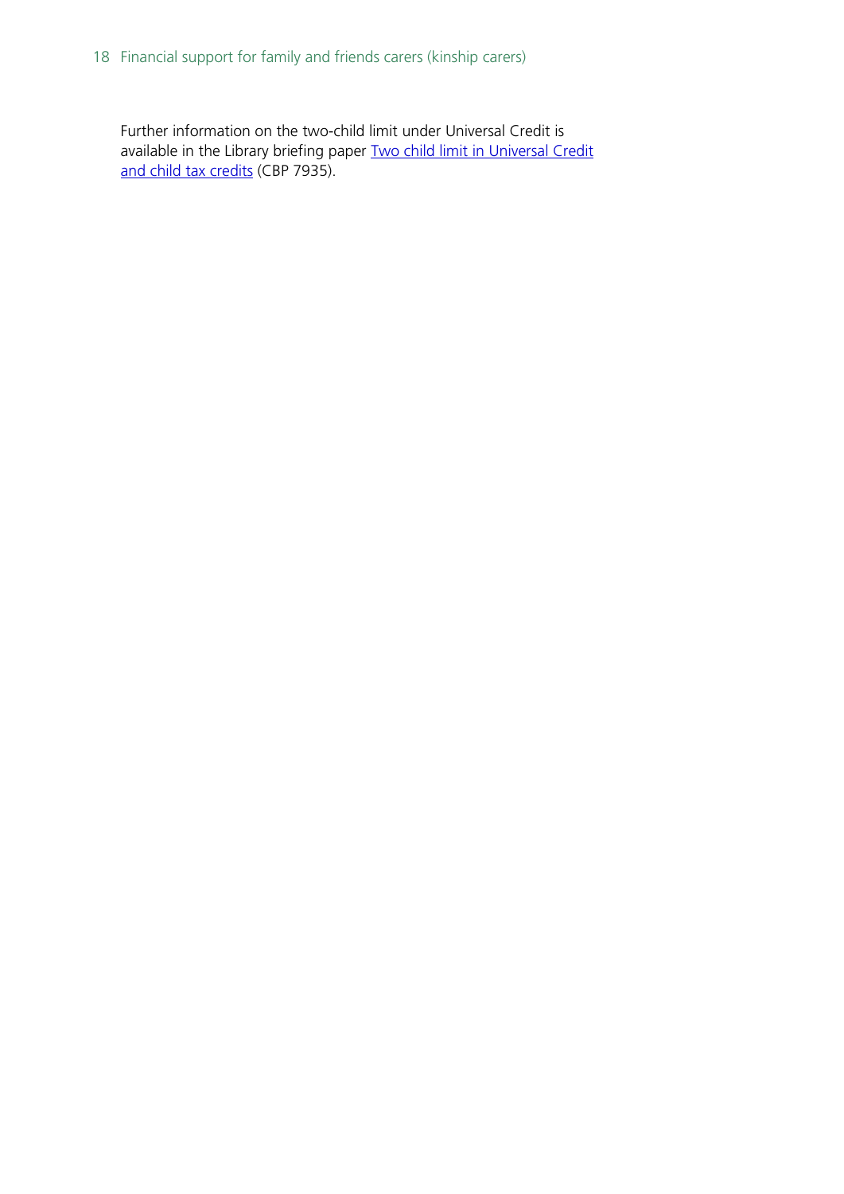Further information on the two-child limit under Universal Credit is available in the Library briefing paper [Two child limit in Universal Credit and child tax credits](#) (CBP 7935).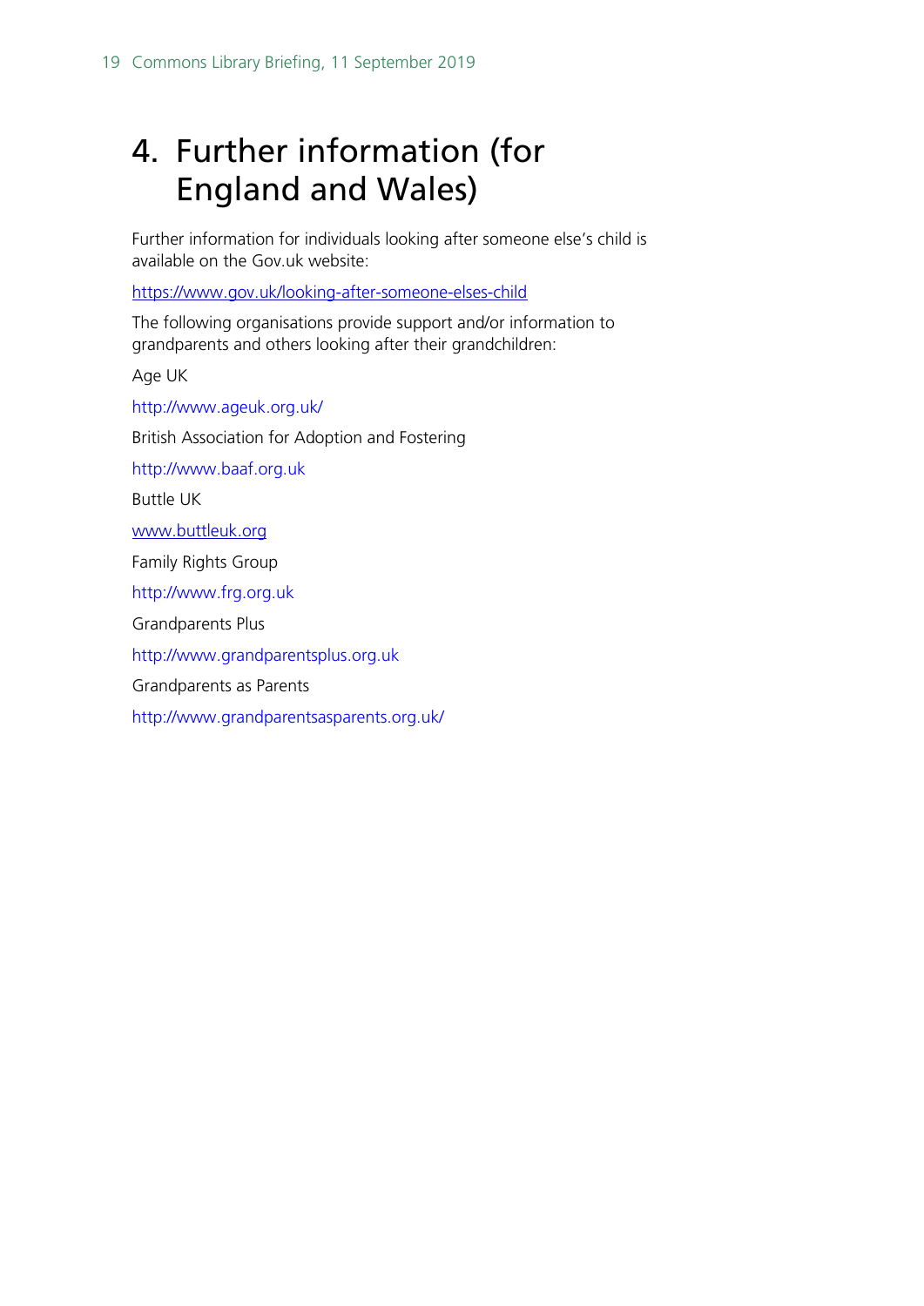# 4. Further information (for England and Wales)

Further information for individuals looking after someone else's child is available on the Gov.uk website:

https://www.gov.uk/looking-after-someone-elses-child

The following organisations provide support and/or information to grandparents and others looking after their grandchildren:

Age UK

http://www.ageuk.org.uk/

British Association for Adoption and Fostering

http://www.baaf.org.uk

Buttle UK

www.buttleuk.org

Family Rights Group

http://www.frg.org.uk

Grandparents Plus

http://www.grandparentsplus.org.uk

Grandparents as Parents

http://www.grandparentsasparents.org.uk/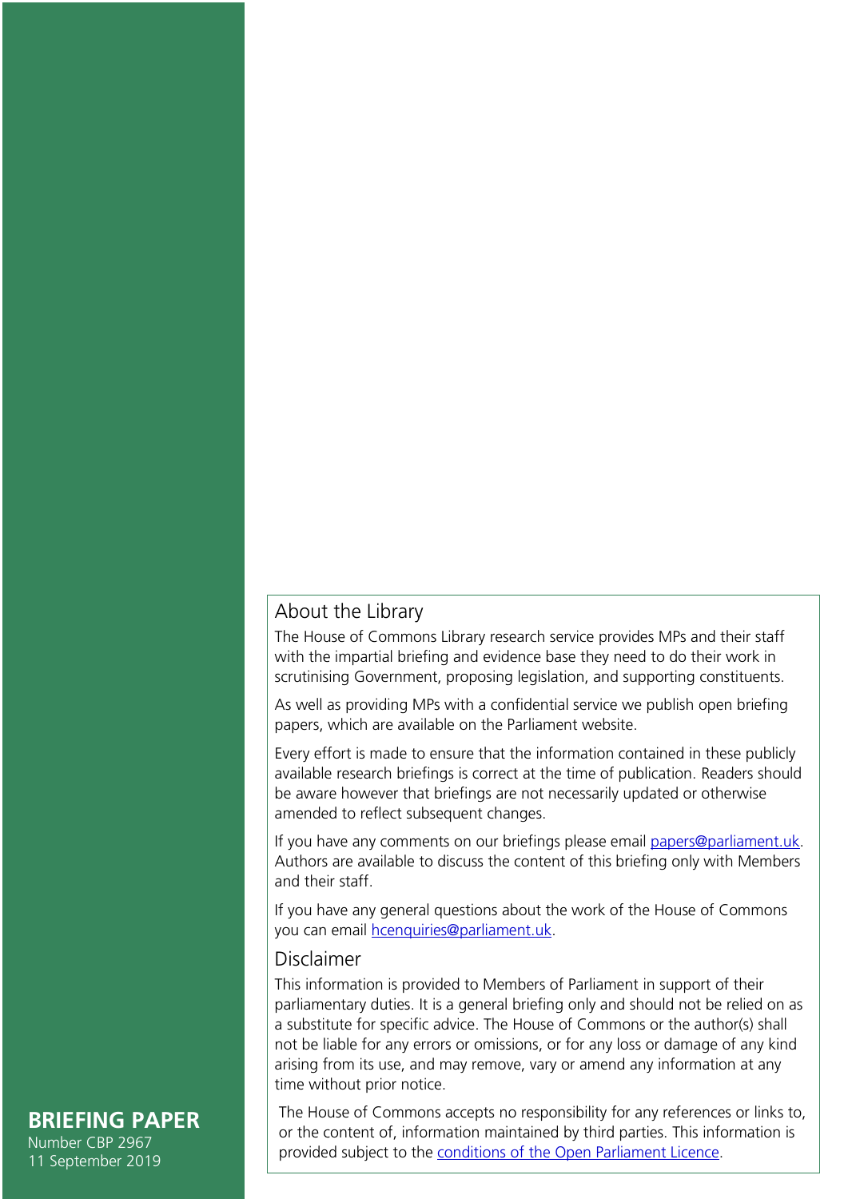## About the Library

The House of Commons Library research service provides MPs and their staff with the impartial briefing and evidence base they need to do their work in scrutinising Government, proposing legislation, and supporting constituents.

As well as providing MPs with a confidential service we publish open briefing papers, which are available on the Parliament website.

Every effort is made to ensure that the information contained in these publicly available research briefings is correct at the time of publication. Readers should be aware however that briefings are not necessarily updated or otherwise amended to reflect subsequent changes.

If you have any comments on our briefings please email papers@parliament.uk. Authors are available to discuss the content of this briefing only with Members and their staff.

If you have any general questions about the work of the House of Commons you can email hcenquiries@parliament.uk.

## Disclaimer

This information is provided to Members of Parliament in support of their parliamentary duties. It is a general briefing only and should not be relied on as a substitute for specific advice. The House of Commons or the author(s) shall not be liable for any errors or omissions, or for any loss or damage of any kind arising from its use, and may remove, vary or amend any information at any time without prior notice.

The House of Commons accepts no responsibility for any references or links to, or the content of, information maintained by third parties. This information is provided subject to the conditions of the Open Parliament Licence.

**BRIEFING PAPER**
Number CBP 2967
11 September 2019